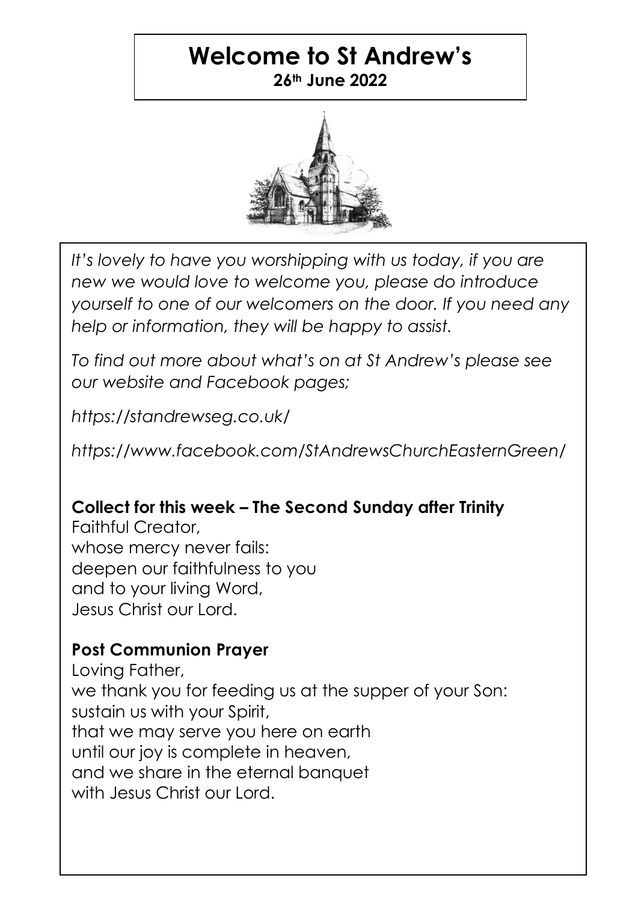# Welcome to St Andrew's

**26th June 2022**

*It's lovely to have you worshipping with us today, if you are new we would love to welcome you, please do introduce yourself to one of our welcomers on the door. If you need any help or information, they will be happy to assist.*

*To find out more about what's on at St Andrew's please see our website and Facebook pages;*

*https://standrewseg.co.uk/*

*https://www.facebook.com/StAndrewsChurchEasternGreen/*

**Collect for this week – The Second Sunday after Trinity**

Faithful Creator,
whose mercy never fails:
deepen our faithfulness to you
and to your living Word,
Jesus Christ our Lord.

**Post Communion Prayer**

Loving Father,
we thank you for feeding us at the supper of your Son:
sustain us with your Spirit,
that we may serve you here on earth
until our joy is complete in heaven,
and we share in the eternal banquet
with Jesus Christ our Lord.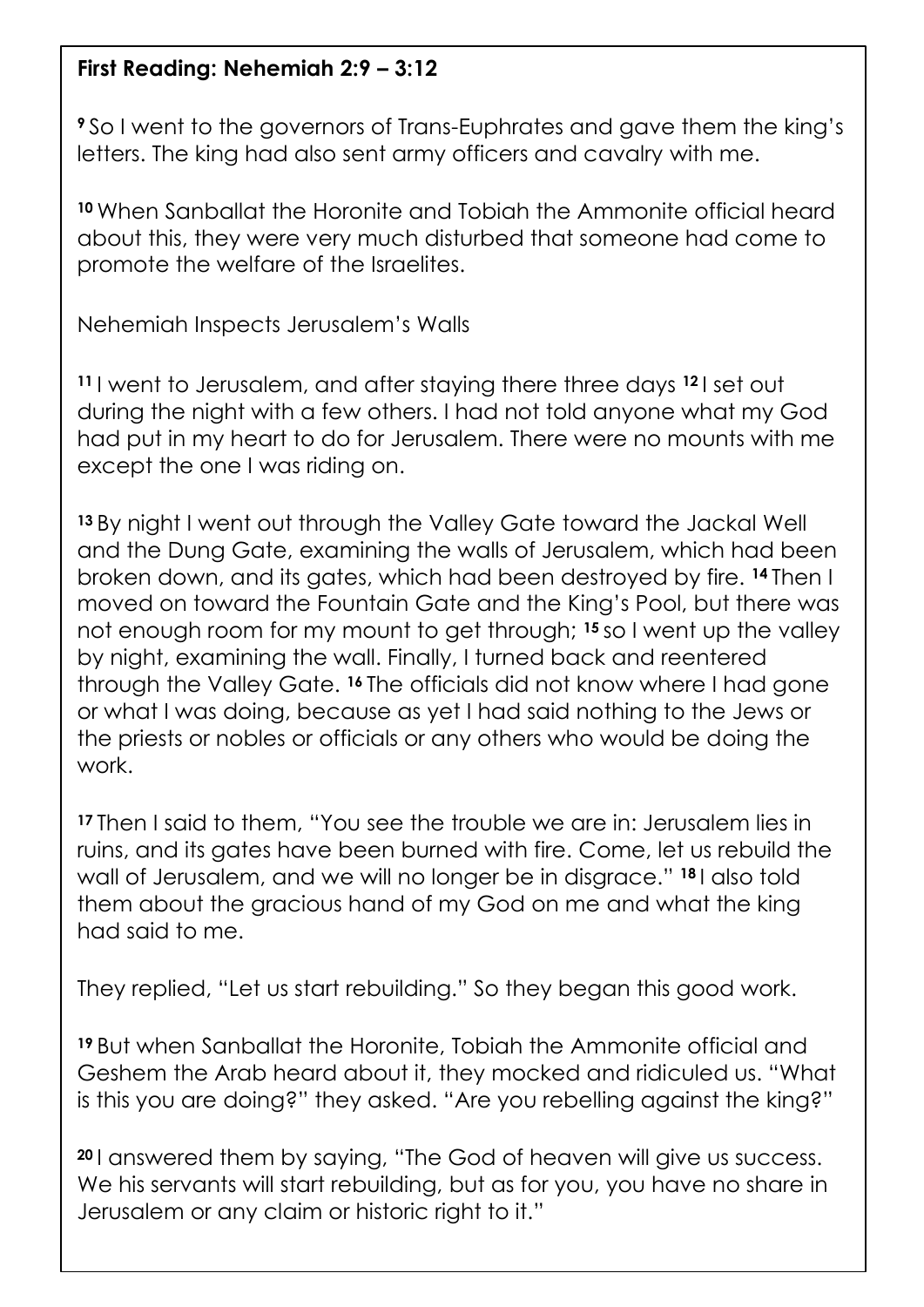**First Reading: Nehemiah 2:9 – 3:12**

**9** So I went to the governors of Trans-Euphrates and gave them the king's letters. The king had also sent army officers and cavalry with me.

**10** When Sanballat the Horonite and Tobiah the Ammonite official heard about this, they were very much disturbed that someone had come to promote the welfare of the Israelites.

Nehemiah Inspects Jerusalem's Walls

**11** I went to Jerusalem, and after staying there three days **12** I set out during the night with a few others. I had not told anyone what my God had put in my heart to do for Jerusalem. There were no mounts with me except the one I was riding on.

**13** By night I went out through the Valley Gate toward the Jackal Well and the Dung Gate, examining the walls of Jerusalem, which had been broken down, and its gates, which had been destroyed by fire. **14** Then I moved on toward the Fountain Gate and the King's Pool, but there was not enough room for my mount to get through; **15** so I went up the valley by night, examining the wall. Finally, I turned back and reentered through the Valley Gate. **16** The officials did not know where I had gone or what I was doing, because as yet I had said nothing to the Jews or the priests or nobles or officials or any others who would be doing the work.

**17** Then I said to them, "You see the trouble we are in: Jerusalem lies in ruins, and its gates have been burned with fire. Come, let us rebuild the wall of Jerusalem, and we will no longer be in disgrace." **18** I also told them about the gracious hand of my God on me and what the king had said to me.

They replied, "Let us start rebuilding." So they began this good work.

**19** But when Sanballat the Horonite, Tobiah the Ammonite official and Geshem the Arab heard about it, they mocked and ridiculed us. "What is this you are doing?" they asked. "Are you rebelling against the king?"

**20** I answered them by saying, "The God of heaven will give us success. We his servants will start rebuilding, but as for you, you have no share in Jerusalem or any claim or historic right to it."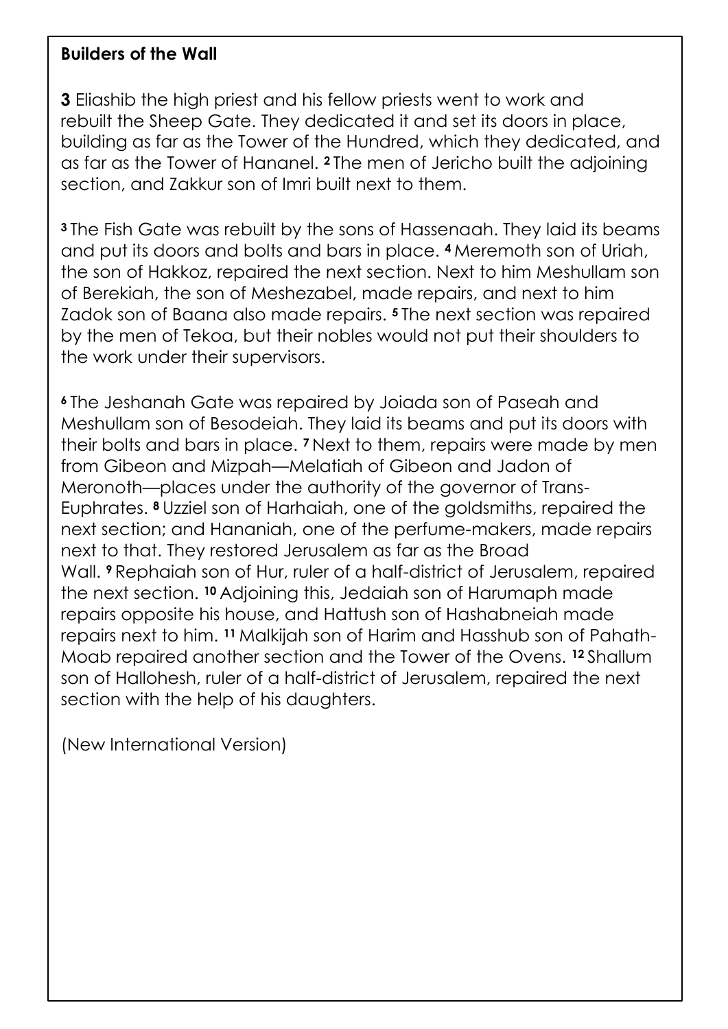**Builders of the Wall**

**3** Eliashib the high priest and his fellow priests went to work and rebuilt the Sheep Gate. They dedicated it and set its doors in place, building as far as the Tower of the Hundred, which they dedicated, and as far as the Tower of Hananel. **2** The men of Jericho built the adjoining section, and Zakkur son of Imri built next to them.

**3** The Fish Gate was rebuilt by the sons of Hassenaah. They laid its beams and put its doors and bolts and bars in place. **4** Meremoth son of Uriah, the son of Hakkoz, repaired the next section. Next to him Meshullam son of Berekiah, the son of Meshezabel, made repairs, and next to him Zadok son of Baana also made repairs. **5** The next section was repaired by the men of Tekoa, but their nobles would not put their shoulders to the work under their supervisors.

**6** The Jeshanah Gate was repaired by Joiada son of Paseah and Meshullam son of Besodeiah. They laid its beams and put its doors with their bolts and bars in place. **7** Next to them, repairs were made by men from Gibeon and Mizpah—Melatiah of Gibeon and Jadon of Meronoth—places under the authority of the governor of Trans-Euphrates. **8** Uzziel son of Harhaiah, one of the goldsmiths, repaired the next section; and Hananiah, one of the perfume-makers, made repairs next to that. They restored Jerusalem as far as the Broad Wall. **9** Rephaiah son of Hur, ruler of a half-district of Jerusalem, repaired the next section. **10** Adjoining this, Jedaiah son of Harumaph made repairs opposite his house, and Hattush son of Hashabneiah made repairs next to him. **11** Malkijah son of Harim and Hasshub son of Pahath-Moab repaired another section and the Tower of the Ovens. **12** Shallum son of Hallohesh, ruler of a half-district of Jerusalem, repaired the next section with the help of his daughters.

(New International Version)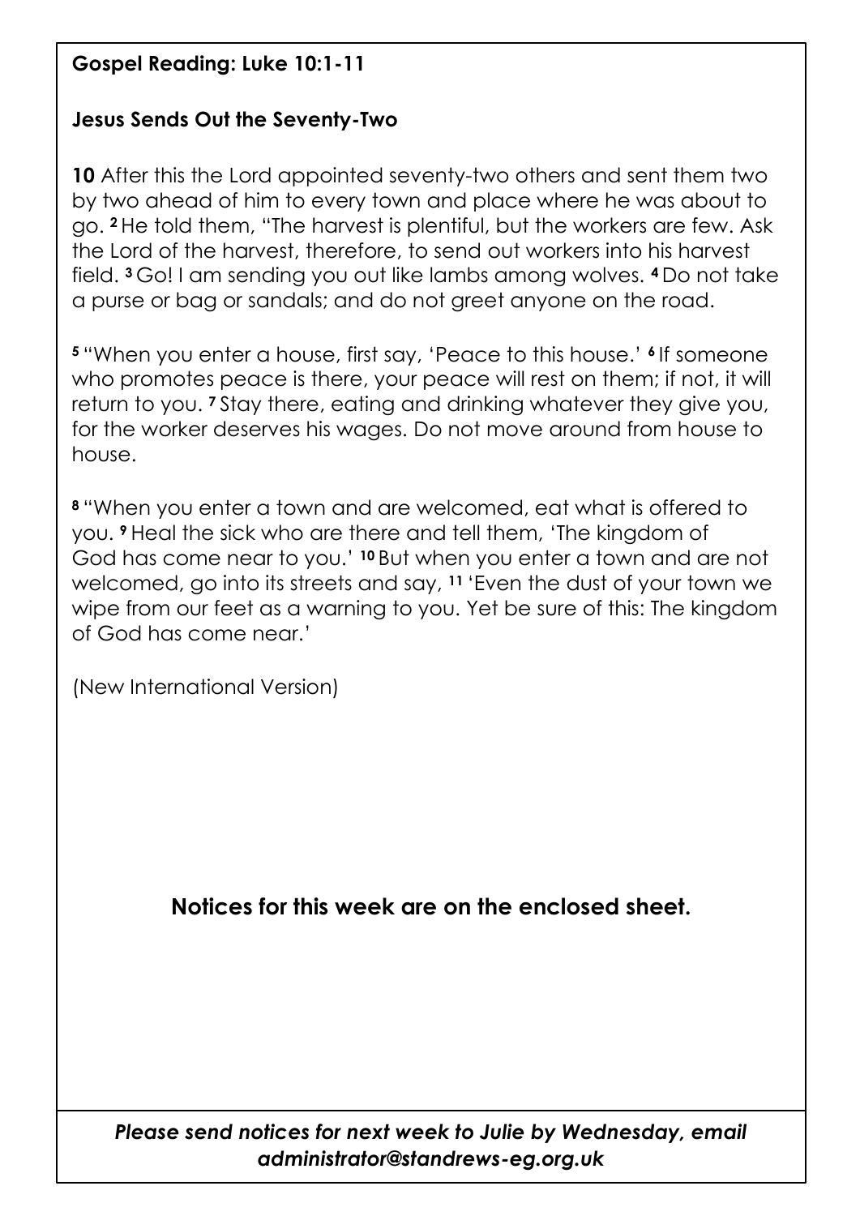**Gospel Reading: Luke 10:1-11**

**Jesus Sends Out the Seventy-Two**

**10** After this the Lord appointed seventy-two others and sent them two by two ahead of him to every town and place where he was about to go. **2** He told them, "The harvest is plentiful, but the workers are few. Ask the Lord of the harvest, therefore, to send out workers into his harvest field. **3** Go! I am sending you out like lambs among wolves. **4** Do not take a purse or bag or sandals; and do not greet anyone on the road.

**5** "When you enter a house, first say, 'Peace to this house.' **6** If someone who promotes peace is there, your peace will rest on them; if not, it will return to you. **7** Stay there, eating and drinking whatever they give you, for the worker deserves his wages. Do not move around from house to house.

**8** "When you enter a town and are welcomed, eat what is offered to you. **9** Heal the sick who are there and tell them, 'The kingdom of God has come near to you.' **10** But when you enter a town and are not welcomed, go into its streets and say, **11** 'Even the dust of your town we wipe from our feet as a warning to you. Yet be sure of this: The kingdom of God has come near.'

(New International Version)

**Notices for this week are on the enclosed sheet.**

***Please send notices for next week to Julie by Wednesday, email administrator@standrews-eg.org.uk***